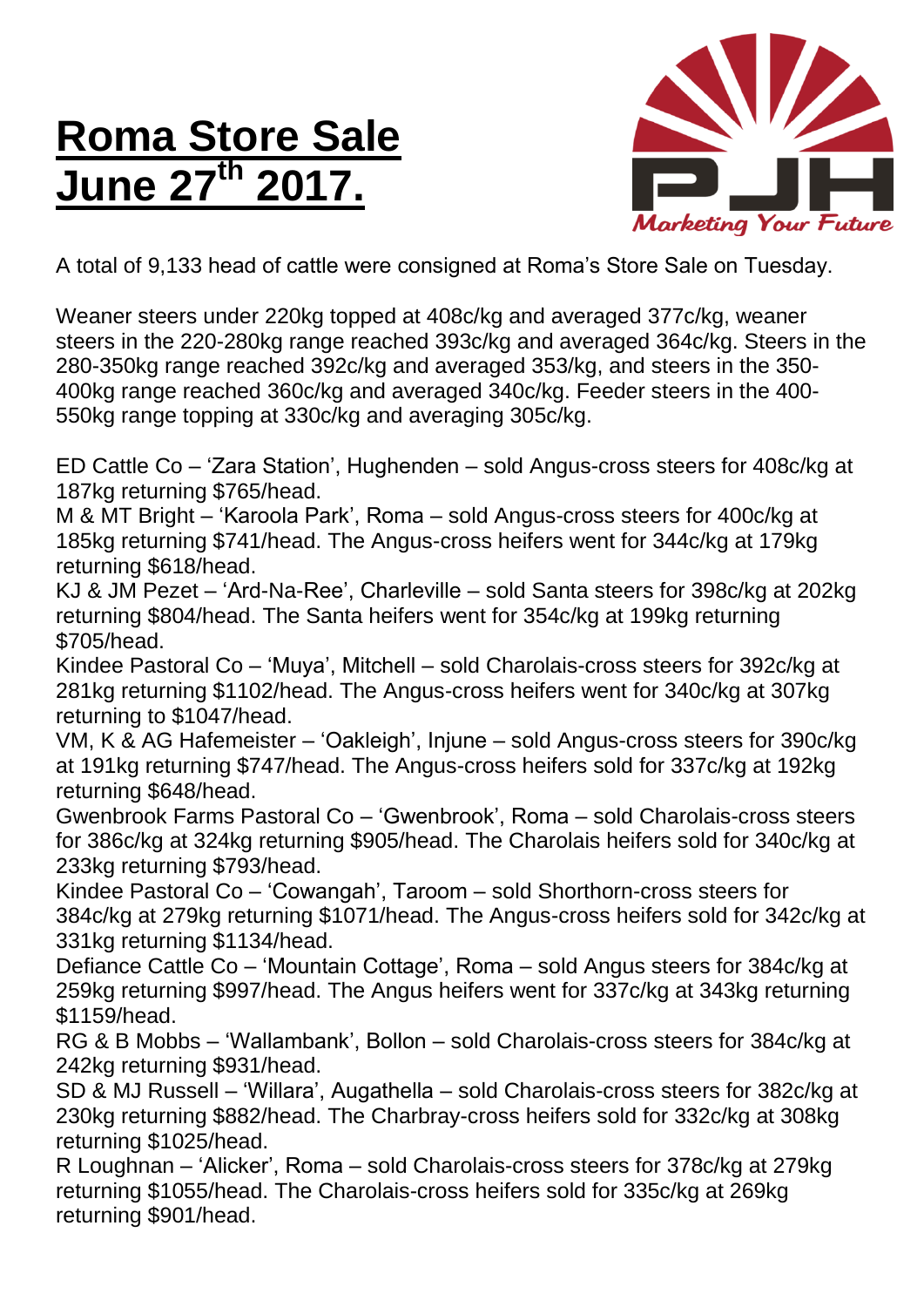# Roma Store Sale June 27th 2017.

Marketing Your Future

A total of 9,133 head of cattle were consigned at Roma's Store Sale on Tuesday.

Weaner steers under 220kg topped at 408c/kg and averaged 377c/kg, weaner steers in the 220-280kg range reached 393c/kg and averaged 364c/kg. Steers in the 280-350kg range reached 392c/kg and averaged 353/kg, and steers in the 350-400kg range reached 360c/kg and averaged 340c/kg. Feeder steers in the 400-550kg range topping at 330c/kg and averaging 305c/kg.

ED Cattle Co – 'Zara Station', Hughenden – sold Angus-cross steers for 408c/kg at 187kg returning $765/head.
M & MT Bright – 'Karoola Park', Roma – sold Angus-cross steers for 400c/kg at 185kg returning $741/head. The Angus-cross heifers went for 344c/kg at 179kg returning $618/head.
KJ & JM Pezet – 'Ard-Na-Ree', Charleville – sold Santa steers for 398c/kg at 202kg returning $804/head. The Santa heifers went for 354c/kg at 199kg returning $705/head.
Kindee Pastoral Co – 'Muya', Mitchell – sold Charolais-cross steers for 392c/kg at 281kg returning $1102/head. The Angus-cross heifers went for 340c/kg at 307kg returning to $1047/head.
VM, K & AG Hafemeister – 'Oakleigh', Injune – sold Angus-cross steers for 390c/kg at 191kg returning $747/head. The Angus-cross heifers sold for 337c/kg at 192kg returning $648/head.
Gwenbrook Farms Pastoral Co – 'Gwenbrook', Roma – sold Charolais-cross steers for 386c/kg at 324kg returning $905/head. The Charolais heifers sold for 340c/kg at 233kg returning $793/head.
Kindee Pastoral Co – 'Cowangah', Taroom – sold Shorthorn-cross steers for 384c/kg at 279kg returning $1071/head. The Angus-cross heifers sold for 342c/kg at 331kg returning $1134/head.
Defiance Cattle Co – 'Mountain Cottage', Roma – sold Angus steers for 384c/kg at 259kg returning $997/head. The Angus heifers went for 337c/kg at 343kg returning $1159/head.
RG & B Mobbs – 'Wallambank', Bollon – sold Charolais-cross steers for 384c/kg at 242kg returning $931/head.
SD & MJ Russell – 'Willara', Augathella – sold Charolais-cross steers for 382c/kg at 230kg returning $882/head. The Charbray-cross heifers sold for 332c/kg at 308kg returning $1025/head.
R Loughnan – 'Alicker', Roma – sold Charolais-cross steers for 378c/kg at 279kg returning $1055/head. The Charolais-cross heifers sold for 335c/kg at 269kg returning $901/head.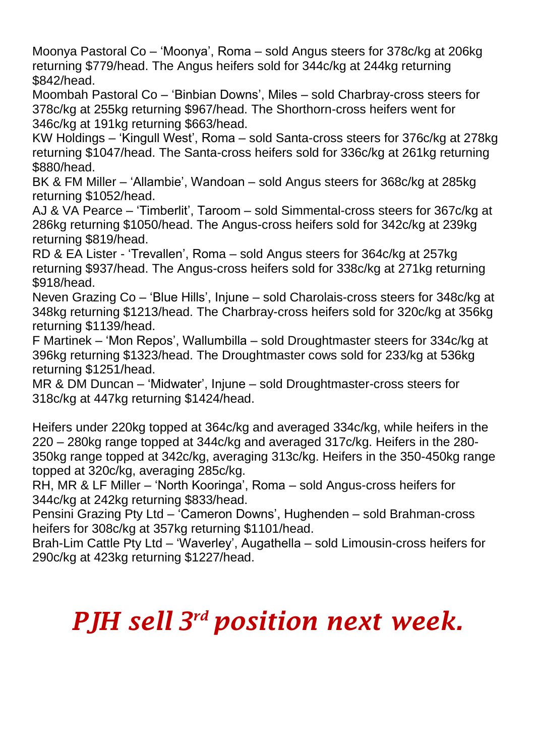Moonya Pastoral Co – 'Moonya', Roma – sold Angus steers for 378c/kg at 206kg returning $779/head. The Angus heifers sold for 344c/kg at 244kg returning $842/head.

Moombah Pastoral Co – 'Binbian Downs', Miles – sold Charbray-cross steers for 378c/kg at 255kg returning $967/head. The Shorthorn-cross heifers went for 346c/kg at 191kg returning $663/head.

KW Holdings – 'Kingull West', Roma – sold Santa-cross steers for 376c/kg at 278kg returning $1047/head. The Santa-cross heifers sold for 336c/kg at 261kg returning $880/head.

BK & FM Miller – 'Allambie', Wandoan – sold Angus steers for 368c/kg at 285kg returning $1052/head.

AJ & VA Pearce – 'Timberlit', Taroom – sold Simmental-cross steers for 367c/kg at 286kg returning $1050/head. The Angus-cross heifers sold for 342c/kg at 239kg returning $819/head.

RD & EA Lister - 'Trevallen', Roma – sold Angus steers for 364c/kg at 257kg returning $937/head. The Angus-cross heifers sold for 338c/kg at 271kg returning $918/head.

Neven Grazing Co – 'Blue Hills', Injune – sold Charolais-cross steers for 348c/kg at 348kg returning $1213/head. The Charbray-cross heifers sold for 320c/kg at 356kg returning $1139/head.

F Martinek – 'Mon Repos', Wallumbilla – sold Droughtmaster steers for 334c/kg at 396kg returning $1323/head. The Droughtmaster cows sold for 233/kg at 536kg returning $1251/head.

MR & DM Duncan – 'Midwater', Injune – sold Droughtmaster-cross steers for 318c/kg at 447kg returning $1424/head.

Heifers under 220kg topped at 364c/kg and averaged 334c/kg, while heifers in the 220 – 280kg range topped at 344c/kg and averaged 317c/kg. Heifers in the 280-350kg range topped at 342c/kg, averaging 313c/kg. Heifers in the 350-450kg range topped at 320c/kg, averaging 285c/kg.

RH, MR & LF Miller – 'North Kooringa', Roma – sold Angus-cross heifers for 344c/kg at 242kg returning $833/head.

Pensini Grazing Pty Ltd – 'Cameron Downs', Hughenden – sold Brahman-cross heifers for 308c/kg at 357kg returning $1101/head.

Brah-Lim Cattle Pty Ltd – 'Waverley', Augathella – sold Limousin-cross heifers for 290c/kg at 423kg returning $1227/head.

# *PJH sell 3rd position next week.*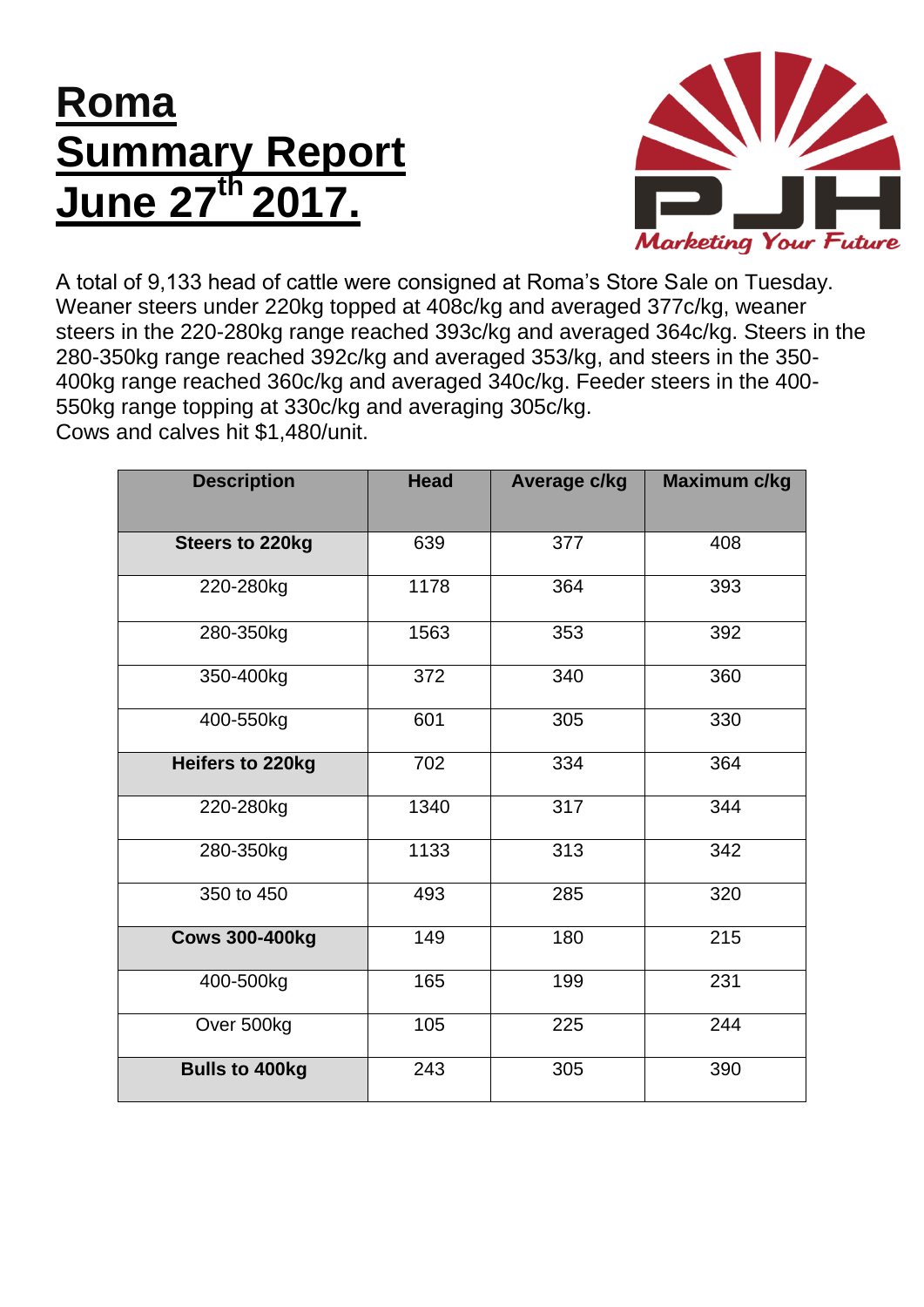# Roma Summary Report June 27th 2017.

PJH

*Marketing Your Future*

A total of 9,133 head of cattle were consigned at Roma's Store Sale on Tuesday. Weaner steers under 220kg topped at 408c/kg and averaged 377c/kg, weaner steers in the 220-280kg range reached 393c/kg and averaged 364c/kg. Steers in the 280-350kg range reached 392c/kg and averaged 353/kg, and steers in the 350-400kg range reached 360c/kg and averaged 340c/kg. Feeder steers in the 400-550kg range topping at 330c/kg and averaging 305c/kg.
Cows and calves hit $1,480/unit.

| Description | Head | Average c/kg | Maximum c/kg |
|---|---|---|---|
| **Steers to 220kg** | 639 | 377 | 408 |
| 220-280kg | 1178 | 364 | 393 |
| 280-350kg | 1563 | 353 | 392 |
| 350-400kg | 372 | 340 | 360 |
| 400-550kg | 601 | 305 | 330 |
| **Heifers to 220kg** | 702 | 334 | 364 |
| 220-280kg | 1340 | 317 | 344 |
| 280-350kg | 1133 | 313 | 342 |
| 350 to 450 | 493 | 285 | 320 |
| **Cows 300-400kg** | 149 | 180 | 215 |
| 400-500kg | 165 | 199 | 231 |
| Over 500kg | 105 | 225 | 244 |
| **Bulls to 400kg** | 243 | 305 | 390 |